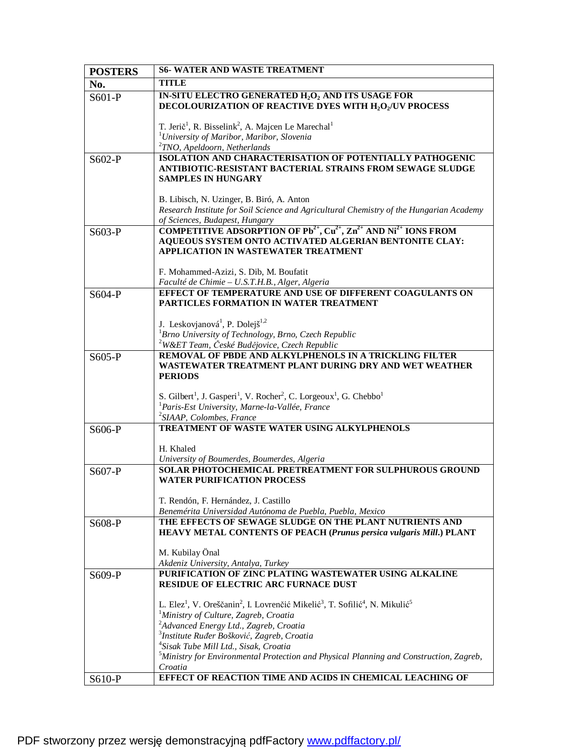| POSTERS | S6- WATER AND WASTE TREATMENT |
|---|---|
| **No.** | **TITLE** |
| S601-P | **IN-SITU ELECTRO GENERATED $H_2O_2$ AND ITS USAGE FOR DECOLOURIZATION OF REACTIVE DYES WITH $H_2O_2$/UV PROCESS**<br><br>T. Jerič[1], R. Bisselink[2], A. Majcen Le Marechal[1]<br>[1]*University of Maribor, Maribor, Slovenia*<br>[2]*TNO, Apeldoorn, Netherlands* |
| S602-P | **ISOLATION AND CHARACTERISATION OF POTENTIALLY PATHOGENIC ANTIBIOTIC-RESISTANT BACTERIAL STRAINS FROM SEWAGE SLUDGE SAMPLES IN HUNGARY**<br><br>B. Libisch, N. Uzinger, B. Biró, A. Anton<br>*Research Institute for Soil Science and Agricultural Chemistry of the Hungarian Academy of Sciences, Budapest, Hungary* |
| S603-P | **COMPETITIVE ADSORPTION OF $Pb^{2+}$, $Cu^{2+}$, $Zn^{2+}$ AND $Ni^{2+}$ IONS FROM AQUEOUS SYSTEM ONTO ACTIVATED ALGERIAN BENTONITE CLAY: APPLICATION IN WASTEWATER TREATMENT**<br><br>F. Mohammed-Azizi, S. Dib, M. Boufatit<br>*Faculté de Chimie – U.S.T.H.B., Alger, Algeria* |
| S604-P | **EFFECT OF TEMPERATURE AND USE OF DIFFERENT COAGULANTS ON PARTICLES FORMATION IN WATER TREATMENT**<br><br>J. Leskovjanová[1], P. Dolejš[1,2]<br>[1]*Brno University of Technology, Brno, Czech Republic*<br>[2]*W&ET Team, České Budějovice, Czech Republic* |
| S605-P | **REMOVAL OF PBDE AND ALKYLPHENOLS IN A TRICKLING FILTER WASTEWATER TREATMENT PLANT DURING DRY AND WET WEATHER PERIODS**<br><br>S. Gilbert[1], J. Gasperi[1], V. Rocher[2], C. Lorgeoux[1], G. Chebbo[1]<br>[1]*Paris-Est University, Marne-la-Vallée, France*<br>[2]*SIAAP, Colombes, France* |
| S606-P | **TREATMENT OF WASTE WATER USING ALKYLPHENOLS**<br><br>H. Khaled<br>*University of Boumerdes, Boumerdes, Algeria* |
| S607-P | **SOLAR PHOTOCHEMICAL PRETREATMENT FOR SULPHUROUS GROUND WATER PURIFICATION PROCESS**<br><br>T. Rendón, F. Hernández, J. Castillo<br>*Benemérita Universidad Autónoma de Puebla, Puebla, Mexico* |
| S608-P | **THE EFFECTS OF SEWAGE SLUDGE ON THE PLANT NUTRIENTS AND HEAVY METAL CONTENTS OF PEACH (*Prunus persica vulgaris Mill.*) PLANT**<br><br>M. Kubilay Önal<br>*Akdeniz University, Antalya, Turkey* |
| S609-P | **PURIFICATION OF ZINC PLATING WASTEWATER USING ALKALINE RESIDUE OF ELECTRIC ARC FURNACE DUST**<br><br>L. Elez[1], V. Oreščanin[2], I. Lovrenčić Mikelić[3], T. Sofilić[4], N. Mikulić[5]<br>[1]*Ministry of Culture, Zagreb, Croatia*<br>[2]*Advanced Energy Ltd., Zagreb, Croatia*<br>[3]*Institute Ruđer Bošković, Zagreb, Croatia*<br>[4]*Sisak Tube Mill Ltd., Sisak, Croatia*<br>[5]*Ministry for Environmental Protection and Physical Planning and Construction, Zagreb, Croatia* |
| S610-P | **EFFECT OF REACTION TIME AND ACIDS IN CHEMICAL LEACHING OF** |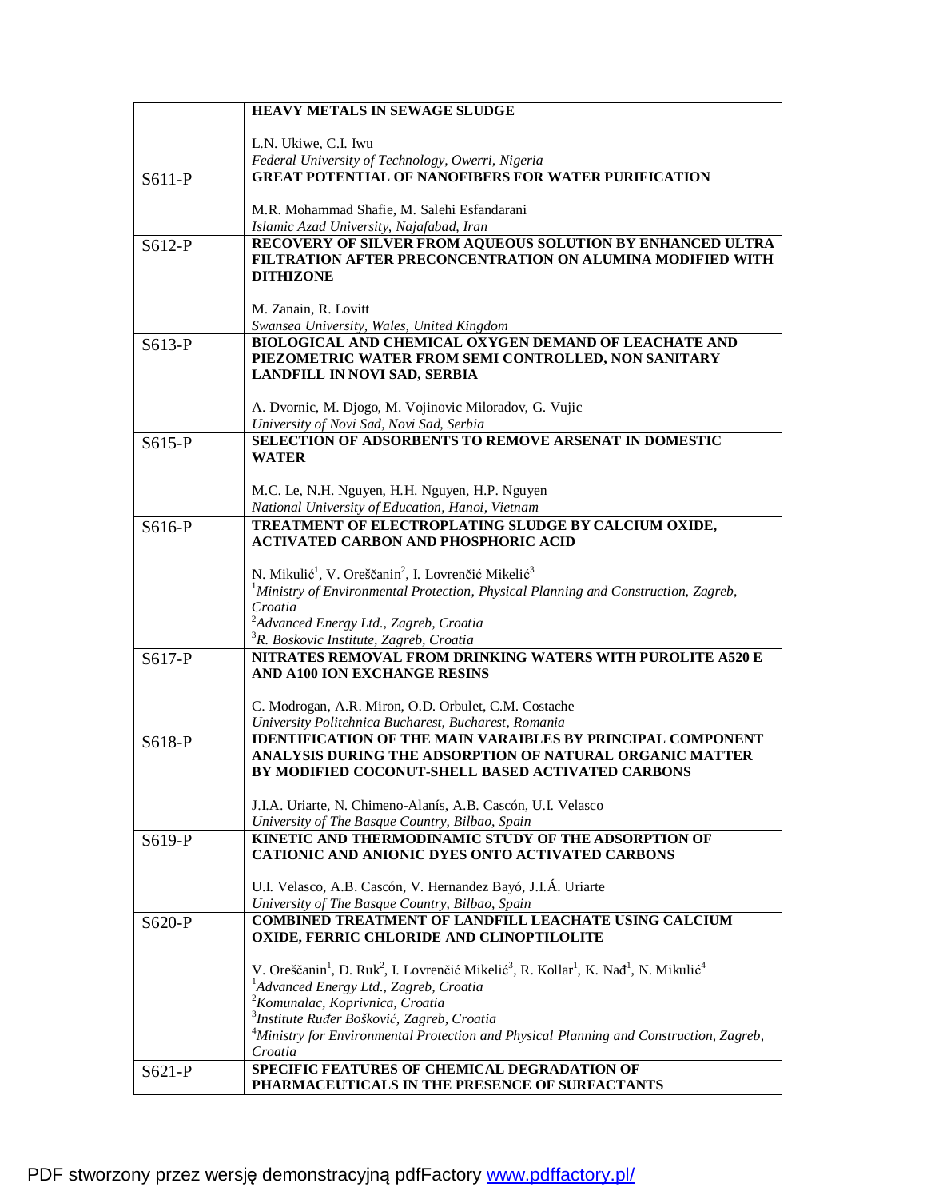| | |
|---|---|
| | **HEAVY METALS IN SEWAGE SLUDGE**<br><br>L.N. Ukiwe, C.I. Iwu<br>*Federal University of Technology, Owerri, Nigeria* |
| S611-P | **GREAT POTENTIAL OF NANOFIBERS FOR WATER PURIFICATION**<br><br>M.R. Mohammad Shafie, M. Salehi Esfandarani<br>*Islamic Azad University, Najafabad, Iran* |
| S612-P | **RECOVERY OF SILVER FROM AQUEOUS SOLUTION BY ENHANCED ULTRA FILTRATION AFTER PRECONCENTRATION ON ALUMINA MODIFIED WITH DITHIZONE**<br><br>M. Zanain, R. Lovitt<br>*Swansea University, Wales, United Kingdom* |
| S613-P | **BIOLOGICAL AND CHEMICAL OXYGEN DEMAND OF LEACHATE AND PIEZOMETRIC WATER FROM SEMI CONTROLLED, NON SANITARY LANDFILL IN NOVI SAD, SERBIA**<br><br>A. Dvornic, M. Djogo, M. Vojinovic Miloradov, G. Vujic<br>*University of Novi Sad, Novi Sad, Serbia* |
| S615-P | **SELECTION OF ADSORBENTS TO REMOVE ARSENAT IN DOMESTIC WATER**<br><br>M.C. Le, N.H. Nguyen, H.H. Nguyen, H.P. Nguyen<br>*National University of Education, Hanoi, Vietnam* |
| S616-P | **TREATMENT OF ELECTROPLATING SLUDGE BY CALCIUM OXIDE, ACTIVATED CARBON AND PHOSPHORIC ACID**<br><br>N. Mikulić[1], V. Oreščanin[2], I. Lovrenčić Mikelić[3]<br>[1]*Ministry of Environmental Protection, Physical Planning and Construction, Zagreb, Croatia*<br>[2]*Advanced Energy Ltd., Zagreb, Croatia*<br>[3]*R. Boskovic Institute, Zagreb, Croatia* |
| S617-P | **NITRATES REMOVAL FROM DRINKING WATERS WITH PUROLITE A520 E AND A100 ION EXCHANGE RESINS**<br><br>C. Modrogan, A.R. Miron, O.D. Orbulet, C.M. Costache<br>*University Politehnica Bucharest, Bucharest, Romania* |
| S618-P | **IDENTIFICATION OF THE MAIN VARAIBLES BY PRINCIPAL COMPONENT ANALYSIS DURING THE ADSORPTION OF NATURAL ORGANIC MATTER BY MODIFIED COCONUT-SHELL BASED ACTIVATED CARBONS**<br><br>J.I.A. Uriarte, N. Chimeno-Alanís, A.B. Cascón, U.I. Velasco<br>*University of The Basque Country, Bilbao, Spain* |
| S619-P | **KINETIC AND THERMODINAMIC STUDY OF THE ADSORPTION OF CATIONIC AND ANIONIC DYES ONTO ACTIVATED CARBONS**<br><br>U.I. Velasco, A.B. Cascón, V. Hernandez Bayó, J.I.Á. Uriarte<br>*University of The Basque Country, Bilbao, Spain* |
| S620-P | **COMBINED TREATMENT OF LANDFILL LEACHATE USING CALCIUM OXIDE, FERRIC CHLORIDE AND CLINOPTILOLITE**<br><br>V. Oreščanin[1], D. Ruk[2], I. Lovrenčić Mikelić[3], R. Kollar[1], K. Nađ[1], N. Mikulić[4]<br>[1]*Advanced Energy Ltd., Zagreb, Croatia*<br>[2]*Komunalac, Koprivnica, Croatia*<br>[3]*Institute Ruđer Bošković, Zagreb, Croatia*<br>[4]*Ministry for Environmental Protection and Physical Planning and Construction, Zagreb, Croatia* |
| S621-P | **SPECIFIC FEATURES OF CHEMICAL DEGRADATION OF PHARMACEUTICALS IN THE PRESENCE OF SURFACTANTS** |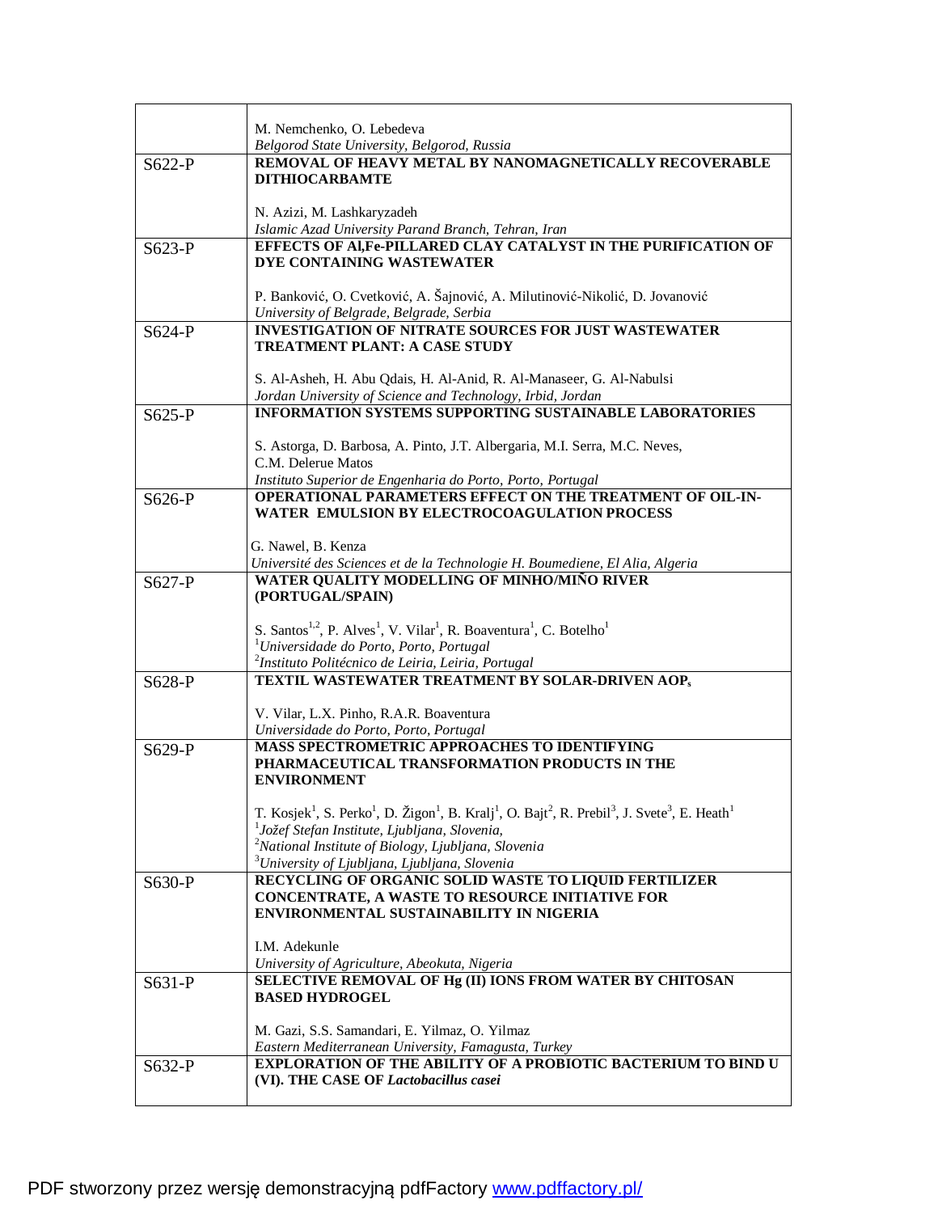| | |
|---|---|
| | M. Nemchenko, O. Lebedeva<br>*Belgorod State University, Belgorod, Russia* |
| S622-P | **REMOVAL OF HEAVY METAL BY NANOMAGNETICALLY RECOVERABLE DITHIOCARBAMTE**<br><br>N. Azizi, M. Lashkaryzadeh<br>*Islamic Azad University Parand Branch, Tehran, Iran* |
| S623-P | **EFFECTS OF Al,Fe-PILLARED CLAY CATALYST IN THE PURIFICATION OF DYE CONTAINING WASTEWATER**<br><br>P. Banković, O. Cvetković, A. Šajnović, A. Milutinović-Nikolić, D. Jovanović<br>*University of Belgrade, Belgrade, Serbia* |
| S624-P | **INVESTIGATION OF NITRATE SOURCES FOR JUST WASTEWATER TREATMENT PLANT: A CASE STUDY**<br><br>S. Al-Asheh, H. Abu Qdais, H. Al-Anid, R. Al-Manaseer, G. Al-Nabulsi<br>*Jordan University of Science and Technology, Irbid, Jordan* |
| S625-P | **INFORMATION SYSTEMS SUPPORTING SUSTAINABLE LABORATORIES**<br><br>S. Astorga, D. Barbosa, A. Pinto, J.T. Albergaria, M.I. Serra, M.C. Neves, C.M. Delerue Matos<br>*Instituto Superior de Engenharia do Porto, Porto, Portugal* |
| S626-P | **OPERATIONAL PARAMETERS EFFECT ON THE TREATMENT OF OIL-IN-WATER EMULSION BY ELECTROCOAGULATION PROCESS**<br><br>G. Nawel, B. Kenza<br>*Université des Sciences et de la Technologie H. Boumediene, El Alia, Algeria* |
| S627-P | **WATER QUALITY MODELLING OF MINHO/MIÑO RIVER (PORTUGAL/SPAIN)**<br><br>S. Santos[1,2], P. Alves[1], V. Vilar[1], R. Boaventura[1], C. Botelho[1]<br>[1]*Universidade do Porto, Porto, Portugal*<br>[2]*Instituto Politécnico de Leiria, Leiria, Portugal* |
| S628-P | **TEXTIL WASTEWATER TREATMENT BY SOLAR-DRIVEN AOP$_s$**<br><br>V. Vilar, L.X. Pinho, R.A.R. Boaventura<br>*Universidade do Porto, Porto, Portugal* |
| S629-P | **MASS SPECTROMETRIC APPROACHES TO IDENTIFYING PHARMACEUTICAL TRANSFORMATION PRODUCTS IN THE ENVIRONMENT**<br><br>T. Kosjek[1], S. Perko[1], D. Žigon[1], B. Kralj[1], O. Bajt[2], R. Prebil[3], J. Svete[3], E. Heath[1]<br>[1]*Jožef Stefan Institute, Ljubljana, Slovenia,*<br>[2]*National Institute of Biology, Ljubljana, Slovenia*<br>[3]*University of Ljubljana, Ljubljana, Slovenia* |
| S630-P | **RECYCLING OF ORGANIC SOLID WASTE TO LIQUID FERTILIZER CONCENTRATE, A WASTE TO RESOURCE INITIATIVE FOR ENVIRONMENTAL SUSTAINABILITY IN NIGERIA**<br><br>I.M. Adekunle<br>*University of Agriculture, Abeokuta, Nigeria* |
| S631-P | **SELECTIVE REMOVAL OF Hg (II) IONS FROM WATER BY CHITOSAN BASED HYDROGEL**<br><br>M. Gazi, S.S. Samandari, E. Yilmaz, O. Yilmaz<br>*Eastern Mediterranean University, Famagusta, Turkey* |
| S632-P | **EXPLORATION OF THE ABILITY OF A PROBIOTIC BACTERIUM TO BIND U (VI). THE CASE OF *Lactobacillus casei*** |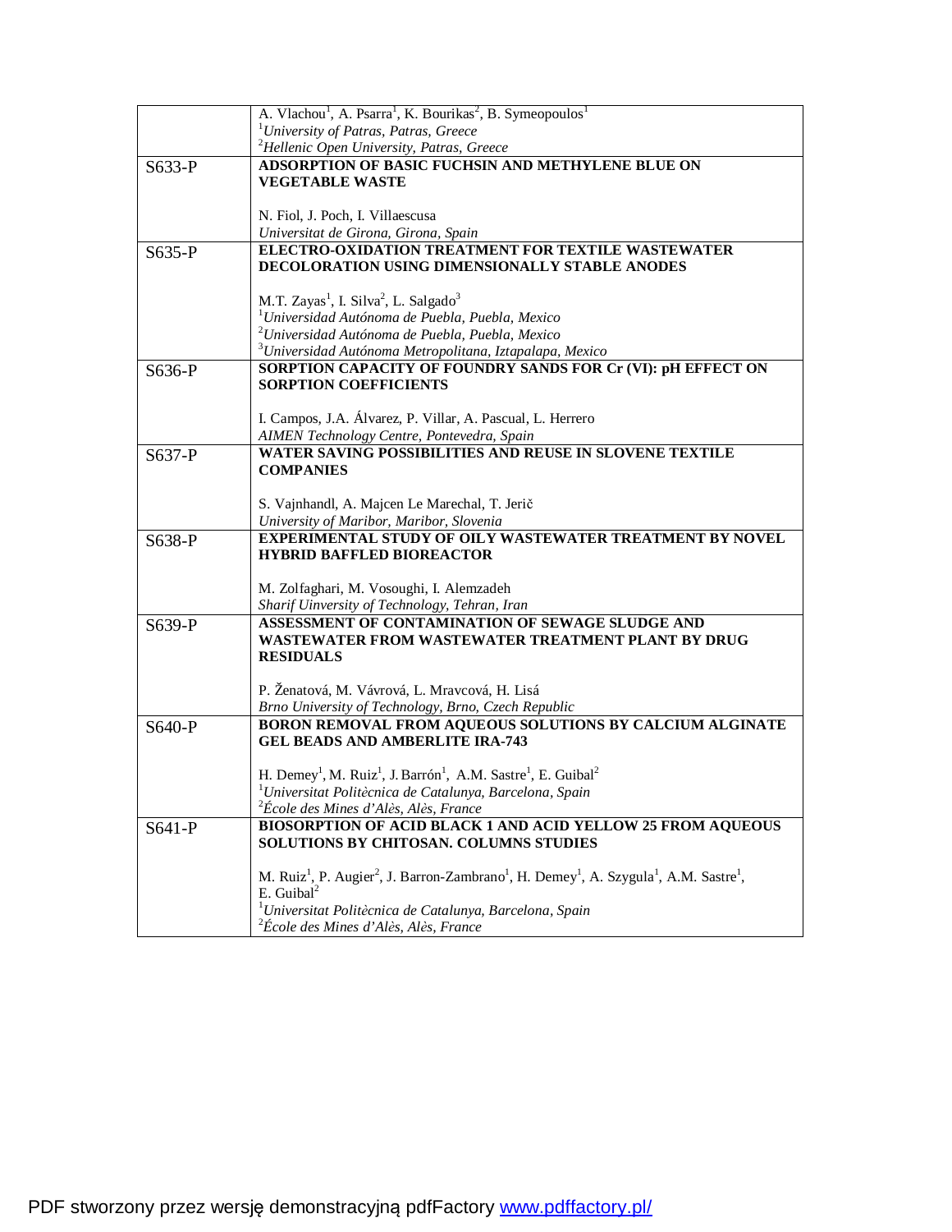| | |
|---|---|
| | A. Vlachou[1], A. Psarra[1], K. Bourikas[2], B. Symeopoulos[1]<br>[1]*University of Patras, Patras, Greece*<br>[2]*Hellenic Open University, Patras, Greece* |
| S633-P | **ADSORPTION OF BASIC FUCHSIN AND METHYLENE BLUE ON VEGETABLE WASTE**<br><br>N. Fiol, J. Poch, I. Villaescusa<br>*Universitat de Girona, Girona, Spain* |
| S635-P | **ELECTRO-OXIDATION TREATMENT FOR TEXTILE WASTEWATER DECOLORATION USING DIMENSIONALLY STABLE ANODES**<br><br>M.T. Zayas[1], I. Silva[2], L. Salgado[3]<br>[1]*Universidad Autónoma de Puebla, Puebla, Mexico*<br>[2]*Universidad Autónoma de Puebla, Puebla, Mexico*<br>[3]*Universidad Autónoma Metropolitana, Iztapalapa, Mexico* |
| S636-P | **SORPTION CAPACITY OF FOUNDRY SANDS FOR Cr (VI): pH EFFECT ON SORPTION COEFFICIENTS**<br><br>I. Campos, J.A. Álvarez, P. Villar, A. Pascual, L. Herrero<br>*AIMEN Technology Centre, Pontevedra, Spain* |
| S637-P | **WATER SAVING POSSIBILITIES AND REUSE IN SLOVENE TEXTILE COMPANIES**<br><br>S. Vajnhandl, A. Majcen Le Marechal, T. Jerič<br>*University of Maribor, Maribor, Slovenia* |
| S638-P | **EXPERIMENTAL STUDY OF OILY WASTEWATER TREATMENT BY NOVEL HYBRID BAFFLED BIOREACTOR**<br><br>M. Zolfaghari, M. Vosoughi, I. Alemzadeh<br>*Sharif Uinversity of Technology, Tehran, Iran* |
| S639-P | **ASSESSMENT OF CONTAMINATION OF SEWAGE SLUDGE AND WASTEWATER FROM WASTEWATER TREATMENT PLANT BY DRUG RESIDUALS**<br><br>P. Ženatová, M. Vávrová, L. Mravcová, H. Lisá<br>*Brno University of Technology, Brno, Czech Republic* |
| S640-P | **BORON REMOVAL FROM AQUEOUS SOLUTIONS BY CALCIUM ALGINATE GEL BEADS AND AMBERLITE IRA-743**<br><br>H. Demey[1], M. Ruiz[1], J. Barrón[1], A.M. Sastre[1], E. Guibal[2]<br>[1]*Universitat Politècnica de Catalunya, Barcelona, Spain*<br>[2]*École des Mines d'Alès, Alès, France* |
| S641-P | **BIOSORPTION OF ACID BLACK 1 AND ACID YELLOW 25 FROM AQUEOUS SOLUTIONS BY CHITOSAN. COLUMNS STUDIES**<br><br>M. Ruiz[1], P. Augier[2], J. Barron-Zambrano[1], H. Demey[1], A. Szygula[1], A.M. Sastre[1], E. Guibal[2]<br>[1]*Universitat Politècnica de Catalunya, Barcelona, Spain*<br>[2]*École des Mines d'Alès, Alès, France* |